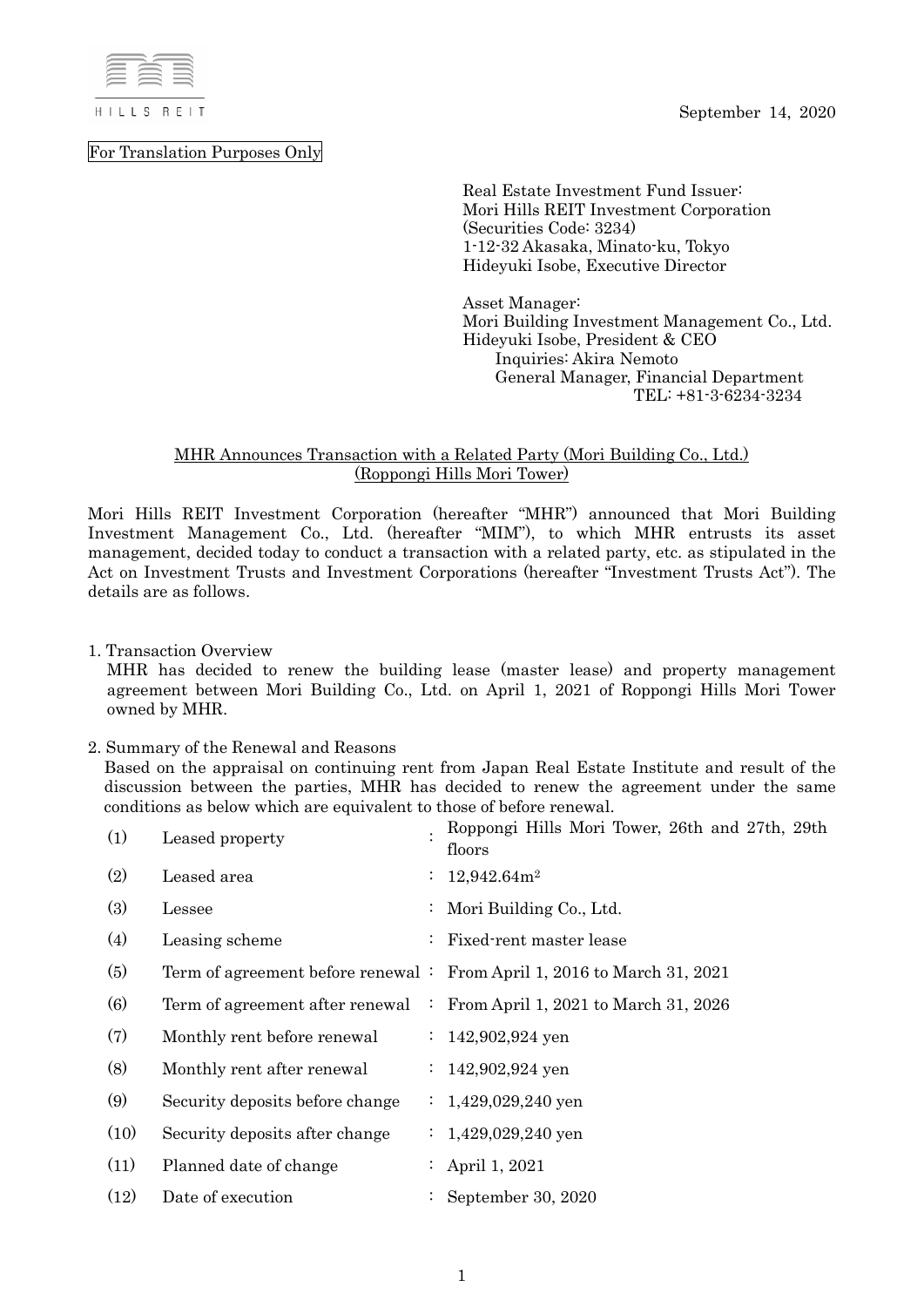HILLS REIT

September 14, 2020

For Translation Purposes Only

Real Estate Investment Fund Issuer:
Mori Hills REIT Investment Corporation
(Securities Code: 3234)
1-12-32 Akasaka, Minato-ku, Tokyo
Hideyuki Isobe, Executive Director

Asset Manager:
Mori Building Investment Management Co., Ltd.
Hideyuki Isobe, President & CEO
Inquiries: Akira Nemoto
General Manager, Financial Department
TEL: +81-3-6234-3234

## MHR Announces Transaction with a Related Party (Mori Building Co., Ltd.) (Roppongi Hills Mori Tower)

Mori Hills REIT Investment Corporation (hereafter "MHR") announced that Mori Building Investment Management Co., Ltd. (hereafter "MIM"), to which MHR entrusts its asset management, decided today to conduct a transaction with a related party, etc. as stipulated in the Act on Investment Trusts and Investment Corporations (hereafter "Investment Trusts Act"). The details are as follows.

1. Transaction Overview
   MHR has decided to renew the building lease (master lease) and property management agreement between Mori Building Co., Ltd. on April 1, 2021 of Roppongi Hills Mori Tower owned by MHR.

2. Summary of the Renewal and Reasons
   Based on the appraisal on continuing rent from Japan Real Estate Institute and result of the discussion between the parties, MHR has decided to renew the agreement under the same conditions as below which are equivalent to those of before renewal.

| | | | |
|---|---|---|---|
| (1) | Leased property | : | Roppongi Hills Mori Tower, 26th and 27th, 29th floors |
| (2) | Leased area | : | 12,942.64m$^2$ |
| (3) | Lessee | : | Mori Building Co., Ltd. |
| (4) | Leasing scheme | : | Fixed-rent master lease |
| (5) | Term of agreement before renewal | : | From April 1, 2016 to March 31, 2021 |
| (6) | Term of agreement after renewal | : | From April 1, 2021 to March 31, 2026 |
| (7) | Monthly rent before renewal | : | 142,902,924 yen |
| (8) | Monthly rent after renewal | : | 142,902,924 yen |
| (9) | Security deposits before change | : | 1,429,029,240 yen |
| (10) | Security deposits after change | : | 1,429,029,240 yen |
| (11) | Planned date of change | : | April 1, 2021 |
| (12) | Date of execution | : | September 30, 2020 |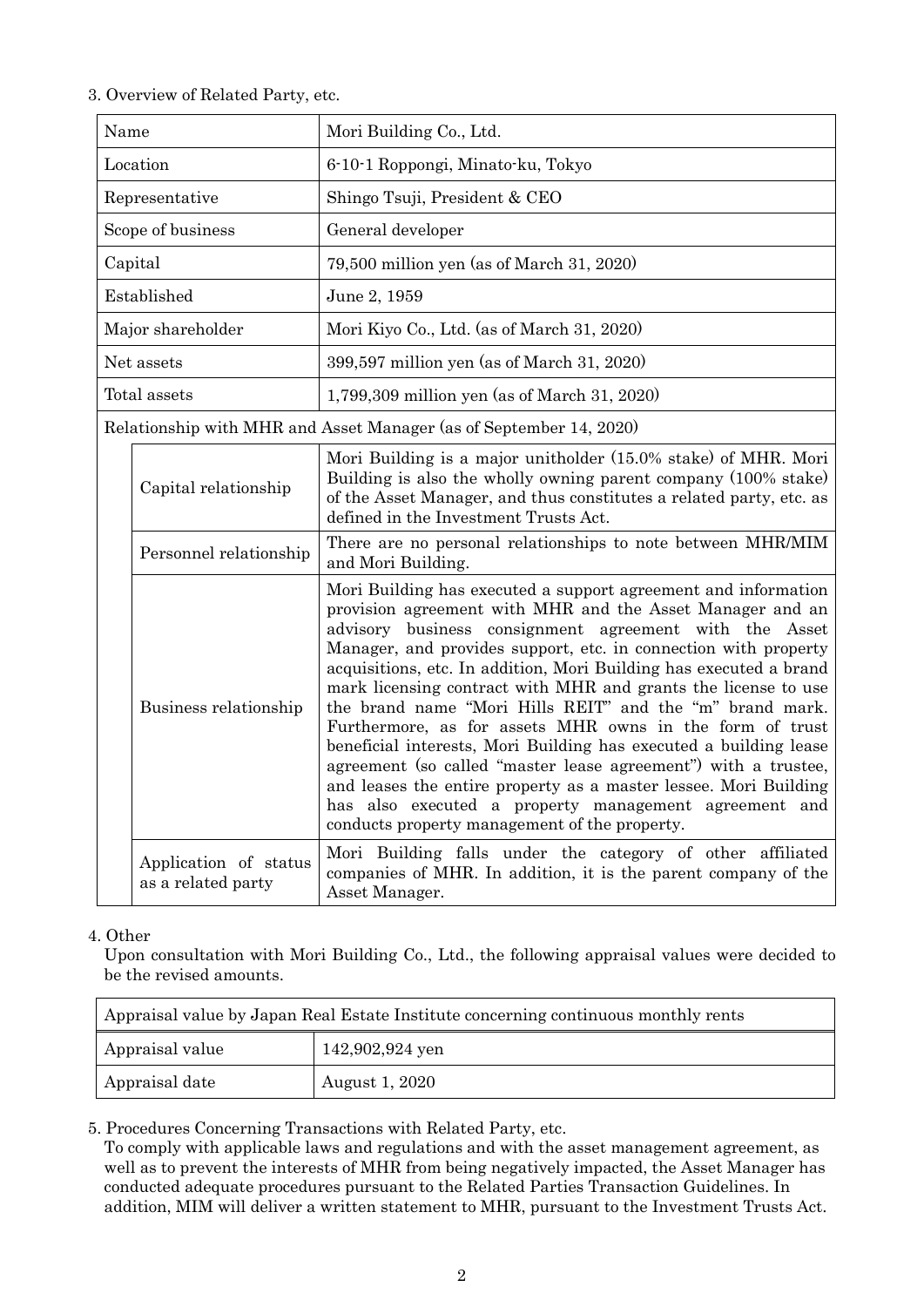3. Overview of Related Party, etc.

| Name | | Mori Building Co., Ltd. |
|---|---|---|
| Location | | 6-10-1 Roppongi, Minato-ku, Tokyo |
| Representative | | Shingo Tsuji, President & CEO |
| Scope of business | | General developer |
| Capital | | 79,500 million yen (as of March 31, 2020) |
| Established | | June 2, 1959 |
| Major shareholder | | Mori Kiyo Co., Ltd. (as of March 31, 2020) |
| Net assets | | 399,597 million yen (as of March 31, 2020) |
| Total assets | | 1,799,309 million yen (as of March 31, 2020) |
| Relationship with MHR and Asset Manager (as of September 14, 2020) | | |
| | Capital relationship | Mori Building is a major unitholder (15.0% stake) of MHR. Mori Building is also the wholly owning parent company (100% stake) of the Asset Manager, and thus constitutes a related party, etc. as defined in the Investment Trusts Act. |
| | Personnel relationship | There are no personal relationships to note between MHR/MIM and Mori Building. |
| | Business relationship | Mori Building has executed a support agreement and information provision agreement with MHR and the Asset Manager and an advisory business consignment agreement with the Asset Manager, and provides support, etc. in connection with property acquisitions, etc. In addition, Mori Building has executed a brand mark licensing contract with MHR and grants the license to use the brand name "Mori Hills REIT" and the "m" brand mark. Furthermore, as for assets MHR owns in the form of trust beneficial interests, Mori Building has executed a building lease agreement (so called "master lease agreement") with a trustee, and leases the entire property as a master lessee. Mori Building has also executed a property management agreement and conducts property management of the property. |
| | Application of status as a related party | Mori Building falls under the category of other affiliated companies of MHR. In addition, it is the parent company of the Asset Manager. |

4. Other

Upon consultation with Mori Building Co., Ltd., the following appraisal values were decided to be the revised amounts.

| Appraisal value by Japan Real Estate Institute concerning continuous monthly rents | |
|---|---|
| Appraisal value | 142,902,924 yen |
| Appraisal date | August 1, 2020 |

5. Procedures Concerning Transactions with Related Party, etc.

To comply with applicable laws and regulations and with the asset management agreement, as well as to prevent the interests of MHR from being negatively impacted, the Asset Manager has conducted adequate procedures pursuant to the Related Parties Transaction Guidelines. In addition, MIM will deliver a written statement to MHR, pursuant to the Investment Trusts Act.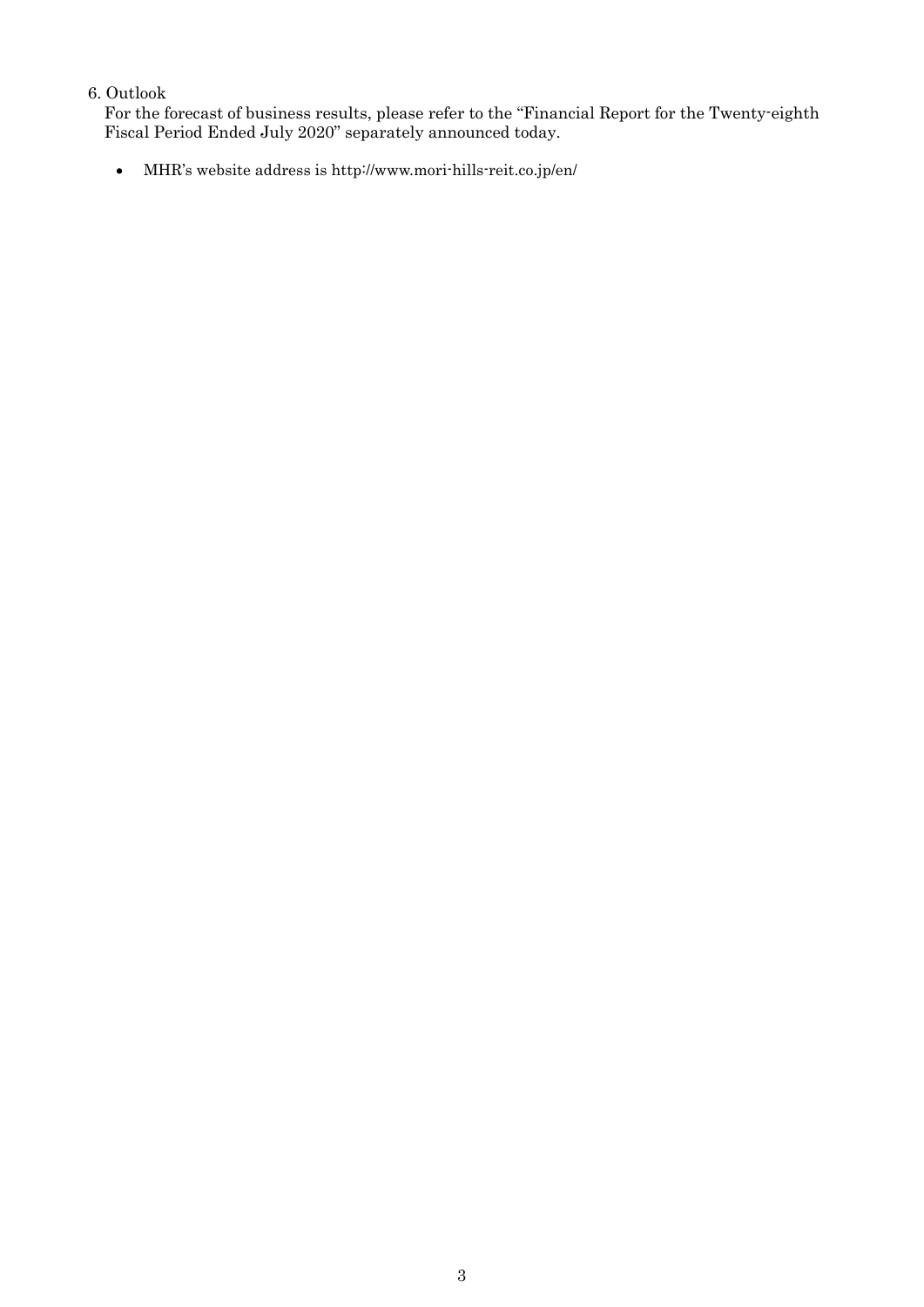6. Outlook

For the forecast of business results, please refer to the "Financial Report for the Twenty-eighth Fiscal Period Ended July 2020" separately announced today.

- MHR's website address is http://www.mori-hills-reit.co.jp/en/